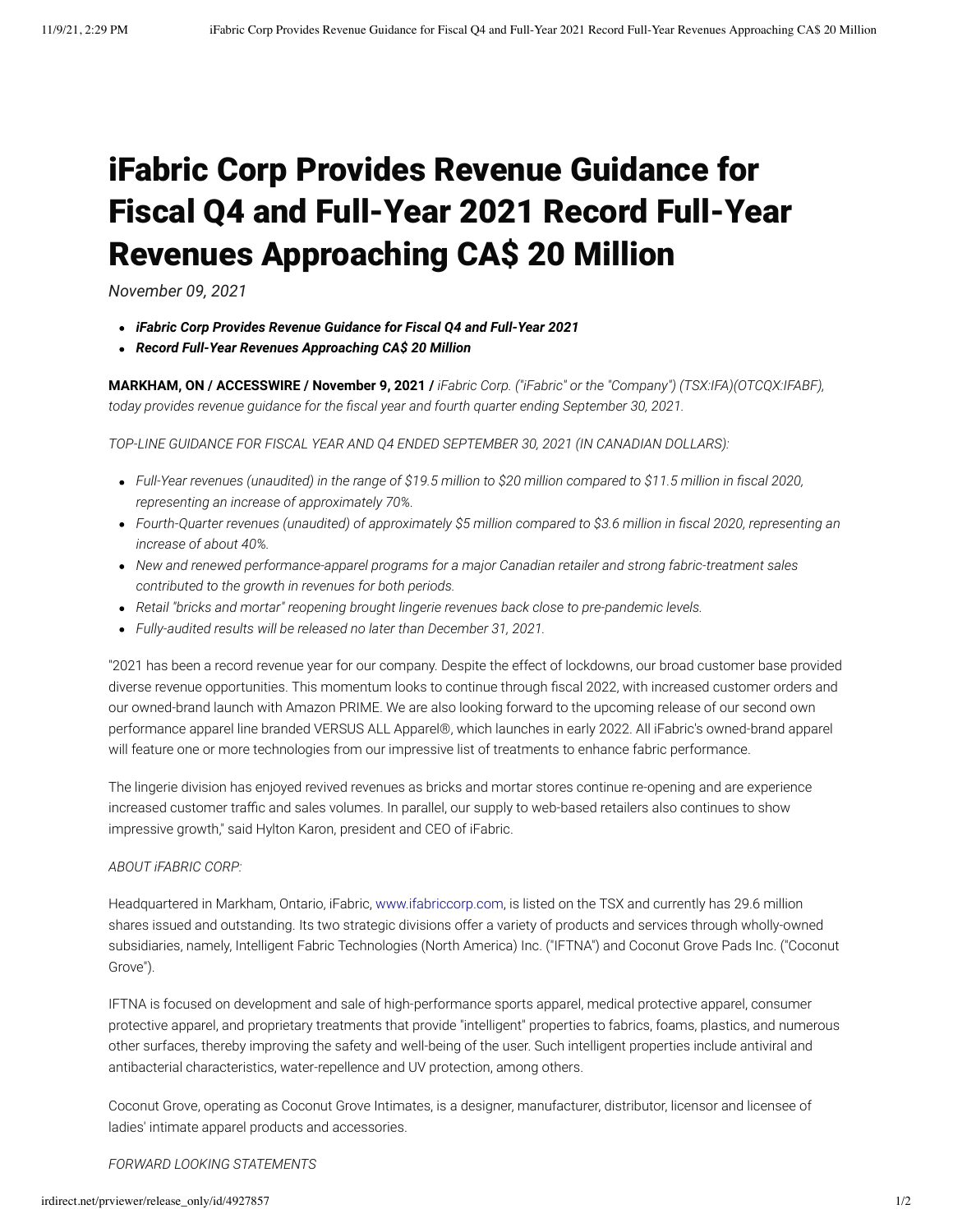# iFabric Corp Provides Revenue Guidance for Fiscal Q4 and Full-Year 2021 Record Full-Year Revenues Approaching CA$ 20 Million

*November 09, 2021*

- ***iFabric Corp Provides Revenue Guidance for Fiscal Q4 and Full-Year 2021***
- ***Record Full-Year Revenues Approaching CA$ 20 Million***

**MARKHAM, ON / ACCESSWIRE / November 9, 2021 /** *iFabric Corp. ("iFabric" or the "Company") (TSX:IFA)(OTCQX:IFABF), today provides revenue guidance for the fiscal year and fourth quarter ending September 30, 2021.*

*TOP-LINE GUIDANCE FOR FISCAL YEAR AND Q4 ENDED SEPTEMBER 30, 2021 (IN CANADIAN DOLLARS):*

- *Full-Year revenues (unaudited) in the range of $19.5 million to $20 million compared to $11.5 million in fiscal 2020, representing an increase of approximately 70%.*
- *Fourth-Quarter revenues (unaudited) of approximately $5 million compared to $3.6 million in fiscal 2020, representing an increase of about 40%.*
- *New and renewed performance-apparel programs for a major Canadian retailer and strong fabric-treatment sales contributed to the growth in revenues for both periods.*
- *Retail "bricks and mortar" reopening brought lingerie revenues back close to pre-pandemic levels.*
- *Fully-audited results will be released no later than December 31, 2021.*

"2021 has been a record revenue year for our company. Despite the effect of lockdowns, our broad customer base provided diverse revenue opportunities. This momentum looks to continue through fiscal 2022, with increased customer orders and our owned-brand launch with Amazon PRIME. We are also looking forward to the upcoming release of our second own performance apparel line branded VERSUS ALL Apparel®, which launches in early 2022. All iFabric's owned-brand apparel will feature one or more technologies from our impressive list of treatments to enhance fabric performance.

The lingerie division has enjoyed revived revenues as bricks and mortar stores continue re-opening and are experience increased customer traffic and sales volumes. In parallel, our supply to web-based retailers also continues to show impressive growth," said Hylton Karon, president and CEO of iFabric.

*ABOUT iFABRIC CORP:*

Headquartered in Markham, Ontario, iFabric, www.ifabriccorp.com, is listed on the TSX and currently has 29.6 million shares issued and outstanding. Its two strategic divisions offer a variety of products and services through wholly-owned subsidiaries, namely, Intelligent Fabric Technologies (North America) Inc. ("IFTNA") and Coconut Grove Pads Inc. ("Coconut Grove").

IFTNA is focused on development and sale of high-performance sports apparel, medical protective apparel, consumer protective apparel, and proprietary treatments that provide "intelligent" properties to fabrics, foams, plastics, and numerous other surfaces, thereby improving the safety and well-being of the user. Such intelligent properties include antiviral and antibacterial characteristics, water-repellence and UV protection, among others.

Coconut Grove, operating as Coconut Grove Intimates, is a designer, manufacturer, distributor, licensor and licensee of ladies' intimate apparel products and accessories.

*FORWARD LOOKING STATEMENTS*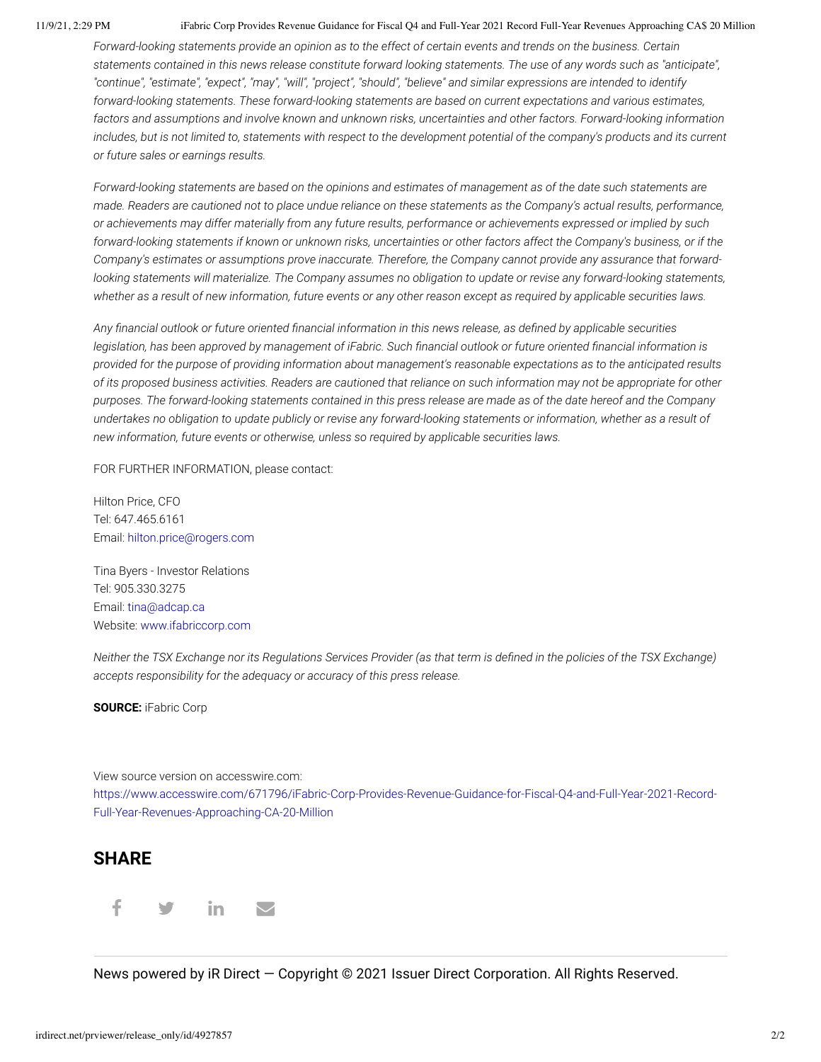*Forward-looking statements provide an opinion as to the effect of certain events and trends on the business. Certain statements contained in this news release constitute forward looking statements. The use of any words such as "anticipate", "continue", "estimate", "expect", "may", "will", "project", "should", "believe" and similar expressions are intended to identify forward-looking statements. These forward-looking statements are based on current expectations and various estimates, factors and assumptions and involve known and unknown risks, uncertainties and other factors. Forward-looking information includes, but is not limited to, statements with respect to the development potential of the company's products and its current or future sales or earnings results.*

*Forward-looking statements are based on the opinions and estimates of management as of the date such statements are made. Readers are cautioned not to place undue reliance on these statements as the Company's actual results, performance, or achievements may differ materially from any future results, performance or achievements expressed or implied by such forward-looking statements if known or unknown risks, uncertainties or other factors affect the Company's business, or if the Company's estimates or assumptions prove inaccurate. Therefore, the Company cannot provide any assurance that forward-looking statements will materialize. The Company assumes no obligation to update or revise any forward-looking statements, whether as a result of new information, future events or any other reason except as required by applicable securities laws.*

*Any financial outlook or future oriented financial information in this news release, as defined by applicable securities legislation, has been approved by management of iFabric. Such financial outlook or future oriented financial information is provided for the purpose of providing information about management's reasonable expectations as to the anticipated results of its proposed business activities. Readers are cautioned that reliance on such information may not be appropriate for other purposes. The forward-looking statements contained in this press release are made as of the date hereof and the Company undertakes no obligation to update publicly or revise any forward-looking statements or information, whether as a result of new information, future events or otherwise, unless so required by applicable securities laws.*

FOR FURTHER INFORMATION, please contact:

Hilton Price, CFO
Tel: 647.465.6161
Email: hilton.price@rogers.com

Tina Byers - Investor Relations
Tel: 905.330.3275
Email: tina@adcap.ca
Website: www.ifabriccorp.com

*Neither the TSX Exchange nor its Regulations Services Provider (as that term is defined in the policies of the TSX Exchange) accepts responsibility for the adequacy or accuracy of this press release.*

**SOURCE:** iFabric Corp

View source version on accesswire.com:
https://www.accesswire.com/671796/iFabric-Corp-Provides-Revenue-Guidance-for-Fiscal-Q4-and-Full-Year-2021-Record-Full-Year-Revenues-Approaching-CA-20-Million

## SHARE

News powered by iR Direct — Copyright © 2021 Issuer Direct Corporation. All Rights Reserved.